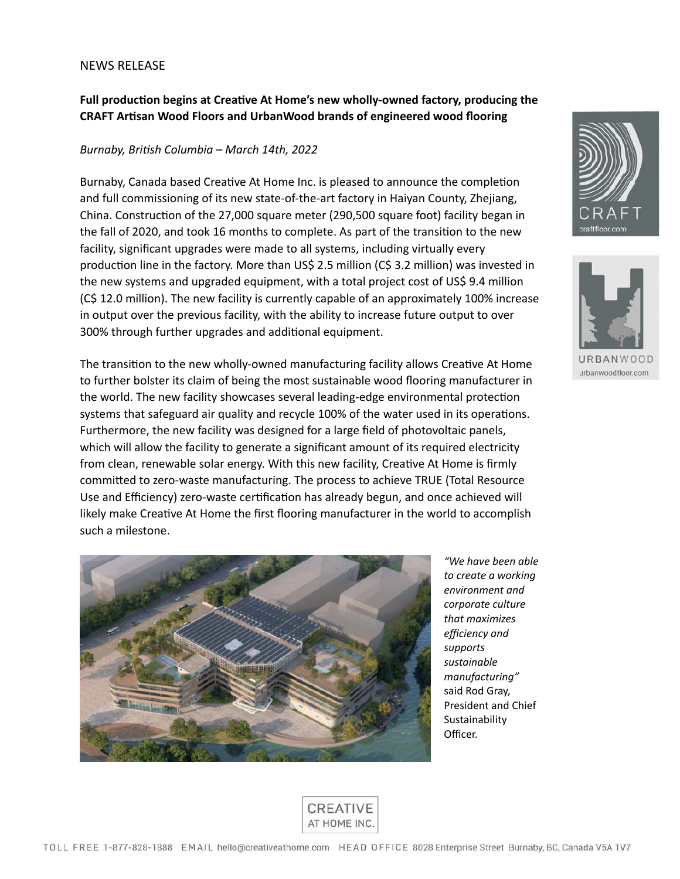NEWS RELEASE

**Full production begins at Creative At Home's new wholly-owned factory, producing the CRAFT Artisan Wood Floors and UrbanWood brands of engineered wood flooring**

*Burnaby, British Columbia – March 14th, 2022*

Burnaby, Canada based Creative At Home Inc. is pleased to announce the completion and full commissioning of its new state-of-the-art factory in Haiyan County, Zhejiang, China. Construction of the 27,000 square meter (290,500 square foot) facility began in the fall of 2020, and took 16 months to complete. As part of the transition to the new facility, significant upgrades were made to all systems, including virtually every production line in the factory. More than US$ 2.5 million (C$ 3.2 million) was invested in the new systems and upgraded equipment, with a total project cost of US$ 9.4 million (C$ 12.0 million). The new facility is currently capable of an approximately 100% increase in output over the previous facility, with the ability to increase future output to over 300% through further upgrades and additional equipment.

The transition to the new wholly-owned manufacturing facility allows Creative At Home to further bolster its claim of being the most sustainable wood flooring manufacturer in the world. The new facility showcases several leading-edge environmental protection systems that safeguard air quality and recycle 100% of the water used in its operations. Furthermore, the new facility was designed for a large field of photovoltaic panels, which will allow the facility to generate a significant amount of its required electricity from clean, renewable solar energy. With this new facility, Creative At Home is firmly committed to zero-waste manufacturing. The process to achieve TRUE (Total Resource Use and Efficiency) zero-waste certification has already begun, and once achieved will likely make Creative At Home the first flooring manufacturer in the world to accomplish such a milestone.

*"We have been able to create a working environment and corporate culture that maximizes efficiency and supports sustainable manufacturing"* said Rod Gray, President and Chief Sustainability Officer.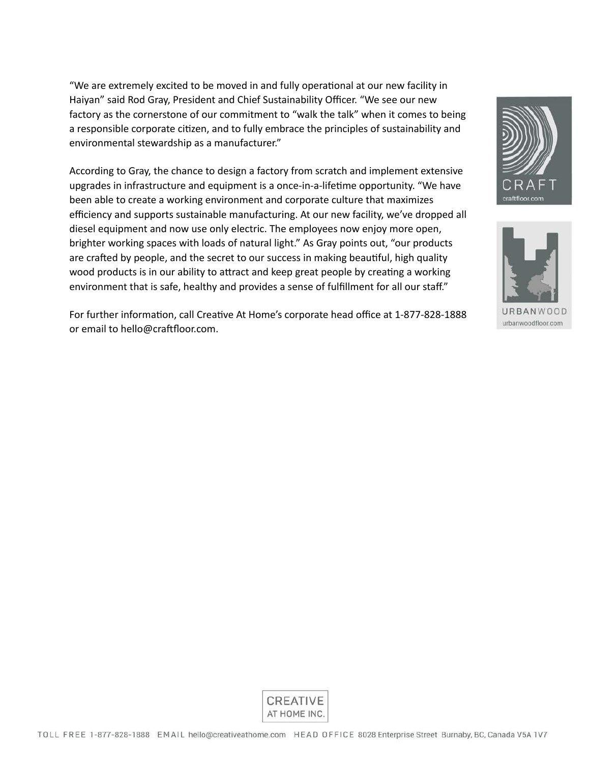"We are extremely excited to be moved in and fully operational at our new facility in Haiyan" said Rod Gray, President and Chief Sustainability Officer. "We see our new factory as the cornerstone of our commitment to "walk the talk" when it comes to being a responsible corporate citizen, and to fully embrace the principles of sustainability and environmental stewardship as a manufacturer."

According to Gray, the chance to design a factory from scratch and implement extensive upgrades in infrastructure and equipment is a once-in-a-lifetime opportunity. "We have been able to create a working environment and corporate culture that maximizes efficiency and supports sustainable manufacturing. At our new facility, we've dropped all diesel equipment and now use only electric. The employees now enjoy more open, brighter working spaces with loads of natural light." As Gray points out, "our products are crafted by people, and the secret to our success in making beautiful, high quality wood products is in our ability to attract and keep great people by creating a working environment that is safe, healthy and provides a sense of fulfillment for all our staff."

For further information, call Creative At Home's corporate head office at 1-877-828-1888 or email to hello@craftfloor.com.

CRAFT
craftfloor.com

URBANWOOD
urbanwoodfloor.com

CREATIVE AT HOME INC.

TOLL FREE 1-877-828-1888 EMAIL hello@creativeathome.com HEAD OFFICE 8028 Enterprise Street Burnaby, BC, Canada V5A 1V7